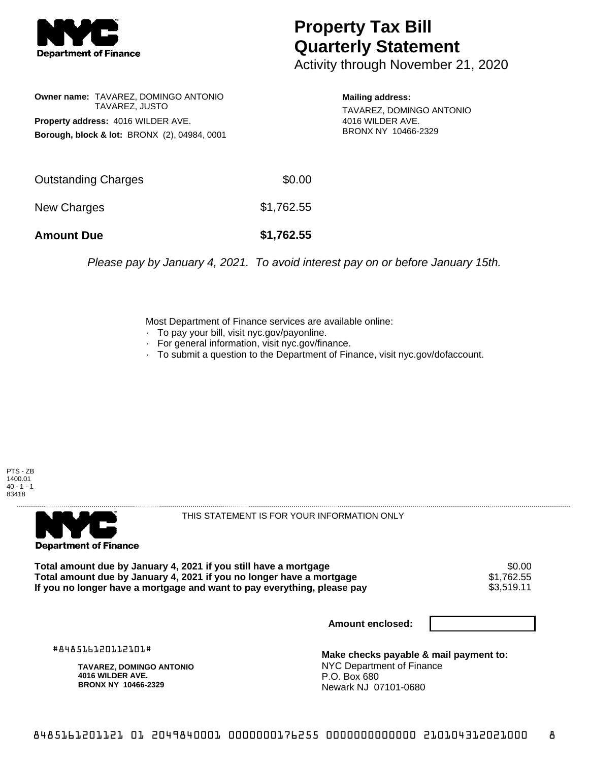**NYC Department of Finance**

# Property Tax Bill Quarterly Statement

Activity through November 21, 2020

**Owner name:** TAVAREZ, DOMINGO ANTONIO
TAVAREZ, JUSTO

**Property address:** 4016 WILDER AVE.

**Borough, block & lot:** BRONX (2), 04984, 0001

**Mailing address:**
TAVAREZ, DOMINGO ANTONIO
4016 WILDER AVE.
BRONX NY 10466-2329

| | |
|---|---|
| Outstanding Charges | $0.00 |
| New Charges | $1,762.55 |
| **Amount Due** | **$1,762.55** |

*Please pay by January 4, 2021. To avoid interest pay on or before January 15th.*

Most Department of Finance services are available online:

- To pay your bill, visit nyc.gov/payonline.
- For general information, visit nyc.gov/finance.
- To submit a question to the Department of Finance, visit nyc.gov/dofaccount.

PTS - ZB
1400.01
40 - 1 - 1
83418

---

**NYC Department of Finance**

THIS STATEMENT IS FOR YOUR INFORMATION ONLY

| | |
|---|---|
| **Total amount due by January 4, 2021 if you still have a mortgage** | $0.00 |
| **Total amount due by January 4, 2021 if you no longer have a mortgage** | $1,762.55 |
| **If you no longer have a mortgage and want to pay everything, please pay** | $3,519.11 |

**Amount enclosed:**

#848516120112101#

**TAVAREZ, DOMINGO ANTONIO**
**4016 WILDER AVE.**
**BRONX NY 10466-2329**

**Make checks payable & mail payment to:**
NYC Department of Finance
P.O. Box 680
Newark NJ 07101-0680

8485161201121 01 2049840001 0000000176255 0000000000000 210104312021000 8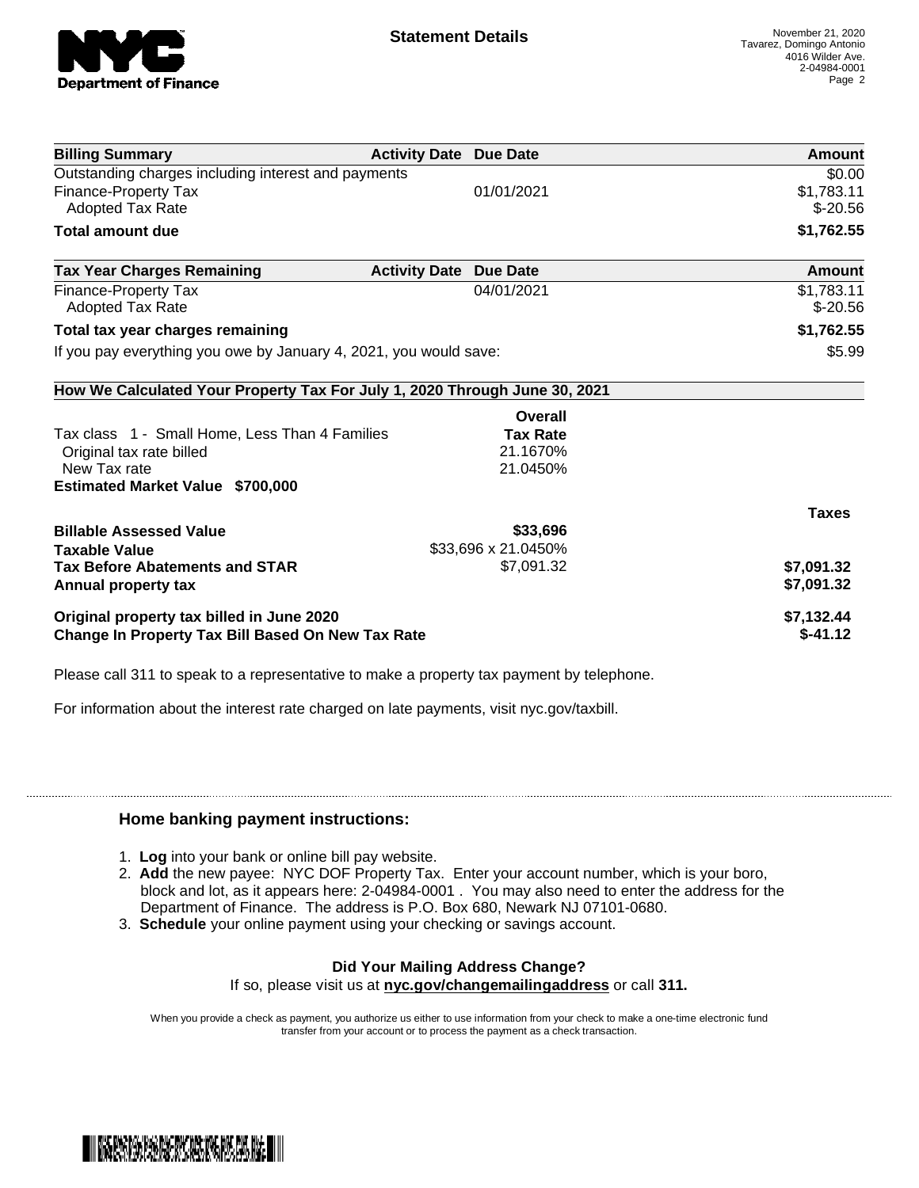# Statement Details

November 21, 2020
Tavarez, Domingo Antonio
4016 Wilder Ave.
2-04984-0001

| Billing Summary | Activity Date | Due Date | Amount |
| --- | --- | --- | --- |
| Outstanding charges including interest and payments | | | $0.00 |
| Finance-Property Tax | | 01/01/2021 | $1,783.11 |
| Adopted Tax Rate | | | $-20.56 |
| **Total amount due** | | | **$1,762.55** |

| Tax Year Charges Remaining | Activity Date | Due Date | Amount |
| --- | --- | --- | --- |
| Finance-Property Tax | | 04/01/2021 | $1,783.11 |
| Adopted Tax Rate | | | $-20.56 |
| **Total tax year charges remaining** | | | **$1,762.55** |
| If you pay everything you owe by January 4, 2021, you would save: | | | $5.99 |

**How We Calculated Your Property Tax For July 1, 2020 Through June 30, 2021**

| | Overall Tax Rate | Taxes |
| --- | --- | --- |
| Tax class 1 - Small Home, Less Than 4 Families | | |
| Original tax rate billed | 21.1670% | |
| New Tax rate | 21.0450% | |
| **Estimated Market Value $700,000** | | |
| **Billable Assessed Value** | **$33,696** | |
| **Taxable Value** | $33,696 x 21.0450% | |
| **Tax Before Abatements and STAR** | $7,091.32 | **$7,091.32** |
| **Annual property tax** | | **$7,091.32** |
| **Original property tax billed in June 2020** | | **$7,132.44** |
| **Change In Property Tax Bill Based On New Tax Rate** | | **$-41.12** |

Please call 311 to speak to a representative to make a property tax payment by telephone.

For information about the interest rate charged on late payments, visit nyc.gov/taxbill.

## Home banking payment instructions:

1. **Log** into your bank or online bill pay website.
2. **Add** the new payee: NYC DOF Property Tax. Enter your account number, which is your boro, block and lot, as it appears here: 2-04984-0001 . You may also need to enter the address for the Department of Finance. The address is P.O. Box 680, Newark NJ 07101-0680.
3. **Schedule** your online payment using your checking or savings account.

**Did Your Mailing Address Change?**
If so, please visit us at **nyc.gov/changemailingaddress** or call **311.**

When you provide a check as payment, you authorize us either to use information from your check to make a one-time electronic fund transfer from your account or to process the payment as a check transaction.